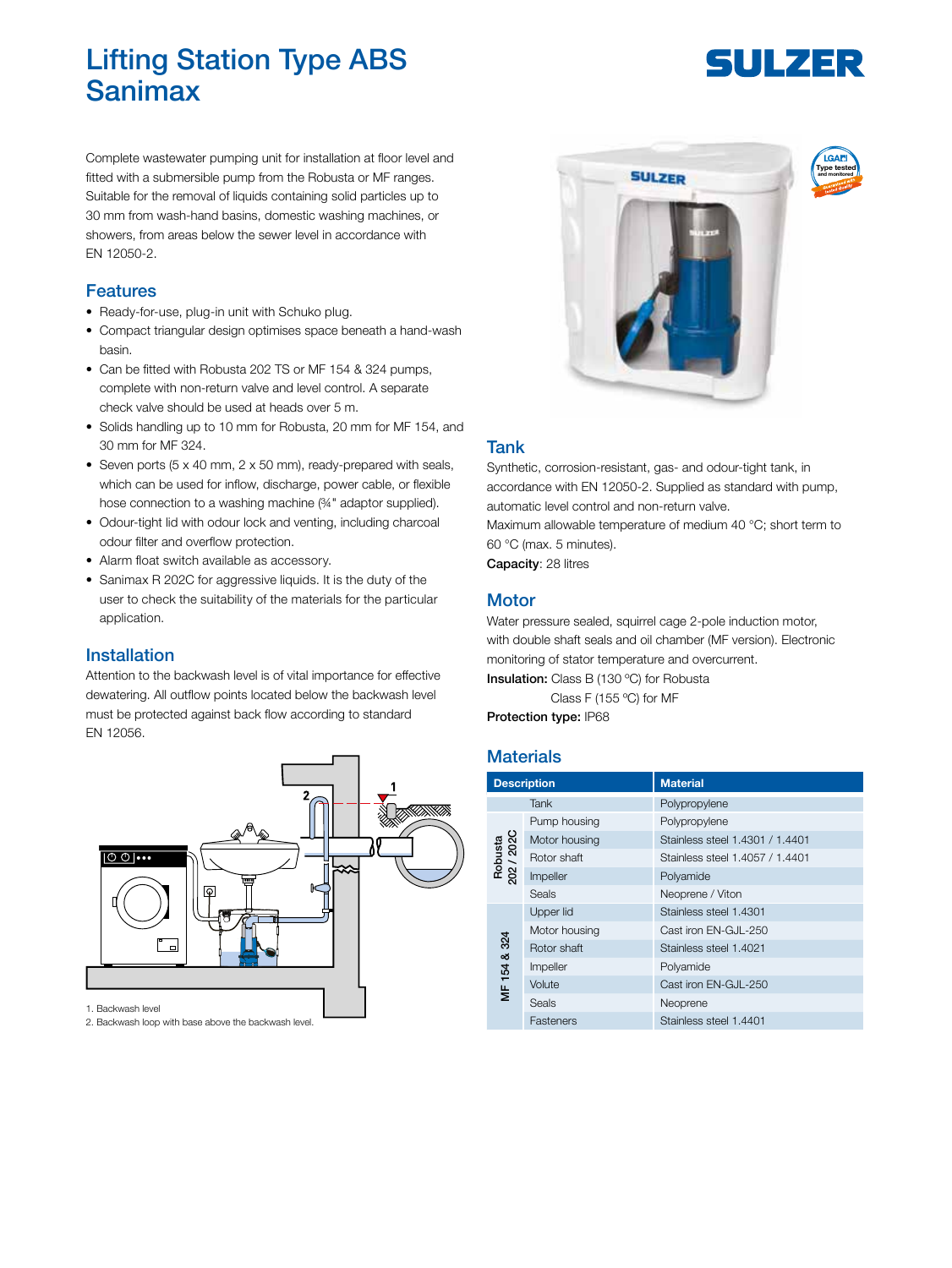# Lifting Station Type ABS Sanimax

SULZER

Complete wastewater pumping unit for installation at floor level and fitted with a submersible pump from the Robusta or MF ranges. Suitable for the removal of liquids containing solid particles up to 30 mm from wash-hand basins, domestic washing machines, or showers, from areas below the sewer level in accordance with EN 12050-2.

## Features

- Ready-for-use, plug-in unit with Schuko plug.
- Compact triangular design optimises space beneath a hand-wash basin.
- Can be fitted with Robusta 202 TS or MF 154 & 324 pumps, complete with non-return valve and level control. A separate check valve should be used at heads over 5 m.
- Solids handling up to 10 mm for Robusta, 20 mm for MF 154, and 30 mm for MF 324.
- Seven ports (5 x 40 mm, 2 x 50 mm), ready-prepared with seals, which can be used for inflow, discharge, power cable, or flexible hose connection to a washing machine (¾" adaptor supplied).
- Odour-tight lid with odour lock and venting, including charcoal odour filter and overflow protection.
- Alarm float switch available as accessory.
- Sanimax R 202C for aggressive liquids. It is the duty of the user to check the suitability of the materials for the particular application.

## Installation

Attention to the backwash level is of vital importance for effective dewatering. All outflow points located below the backwash level must be protected against back flow according to standard EN 12056.

1. Backwash level
2. Backwash loop with base above the backwash level.

## Tank

Synthetic, corrosion-resistant, gas- and odour-tight tank, in accordance with EN 12050-2. Supplied as standard with pump, automatic level control and non-return valve.

Maximum allowable temperature of medium 40 °C; short term to 60 °C (max. 5 minutes).

**Capacity**: 28 litres

## Motor

Water pressure sealed, squirrel cage 2-pole induction motor, with double shaft seals and oil chamber (MF version). Electronic monitoring of stator temperature and overcurrent.

**Insulation:** Class B (130 °C) for Robusta
Class F (155 °C) for MF

**Protection type:** IP68

## Materials

| | Description | Material |
|---|---|---|
| | Tank | Polypropylene |
| Robusta 202 / 202C | Pump housing | Polypropylene |
| | Motor housing | Stainless steel 1.4301 / 1.4401 |
| | Rotor shaft | Stainless steel 1.4057 / 1.4401 |
| | Impeller | Polyamide |
| | Seals | Neoprene / Viton |
| MF 154 & 324 | Upper lid | Stainless steel 1.4301 |
| | Motor housing | Cast iron EN-GJL-250 |
| | Rotor shaft | Stainless steel 1.4021 |
| | Impeller | Polyamide |
| | Volute | Cast iron EN-GJL-250 |
| | Seals | Neoprene |
| | Fasteners | Stainless steel 1.4401 |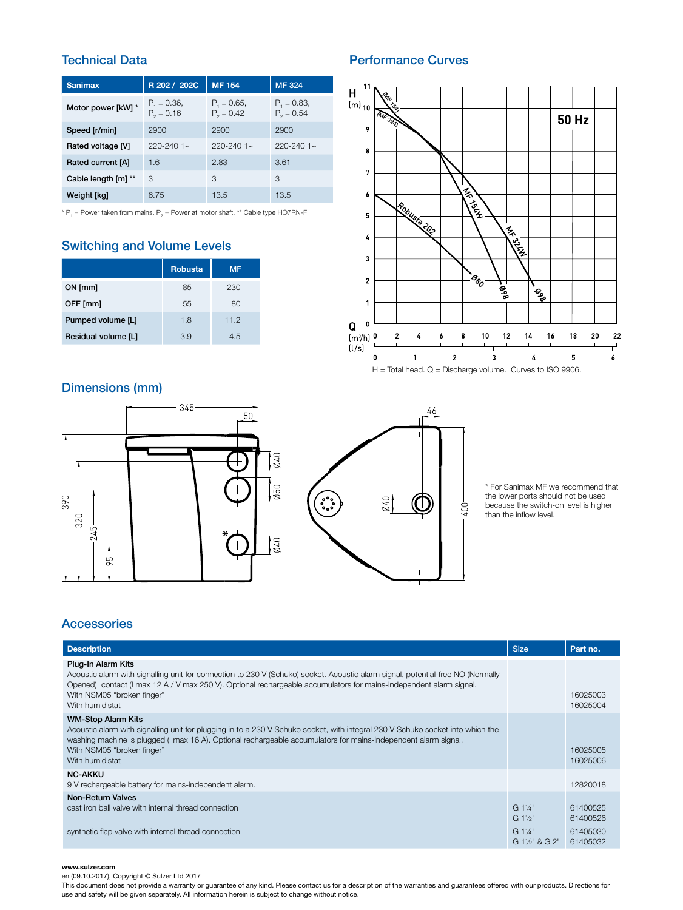## Technical Data

| Sanimax | R 202 / 202C | MF 154 | MF 324 |
|---|---|---|---|
| Motor power [kW] * | $P_1$ = 0.36, $P_2$ = 0.16 | $P_1$ = 0.65, $P_2$ = 0.42 | $P_1$ = 0.83, $P_2$ = 0.54 |
| Speed [r/min] | 2900 | 2900 | 2900 |
| Rated voltage [V] | 220-240 1~ | 220-240 1~ | 220-240 1~ |
| Rated current [A] | 1.6 | 2.83 | 3.61 |
| Cable length [m] ** | 3 | 3 | 3 |
| Weight [kg] | 6.75 | 13.5 | 13.5 |

* $P_1$ = Power taken from mains. $P_2$ = Power at motor shaft. ** Cable type HO7RN-F

## Switching and Volume Levels

| | Robusta | MF |
|---|---|---|
| ON [mm] | 85 | 230 |
| OFF [mm] | 55 | 80 |
| Pumped volume [L] | 1.8 | 11.2 |
| Residual volume [L] | 3.9 | 4.5 |

## Performance Curves

H [m]: 0 1 2 3 4 5 6 7 8 9 10 11

50 Hz

(MF 154) (MF 324) Robusta 202 MF 154W MF 324W Ø80 Ø98 Ø98

Q [m³/h]: 0 2 4 6 8 10 12 14 16 18 20 22

[l/s]: 0 1 2 3 4 5 6

H = Total head. Q = Discharge volume. Curves to ISO 9906.

## Dimensions (mm)

345 50 390 320 245 95 Ø40 Ø50 Ø40 * 46 Ø40 400

* For Sanimax MF we recommend that the lower ports should not be used because the switch-on level is higher than the inflow level.

## Accessories

| Description | Size | Part no. |
|---|---|---|
| **Plug-In Alarm Kits**<br>Acoustic alarm with signalling unit for connection to 230 V (Schuko) socket. Acoustic alarm signal, potential-free NO (Normally Opened) contact (I max 12 A / V max 250 V). Optional rechargeable accumulators for mains-independent alarm signal.<br>With NSM05 "broken finger"<br>With humidistat | | <br><br><br>16025003<br>16025004 |
| **WM-Stop Alarm Kits**<br>Acoustic alarm with signalling unit for plugging in to a 230 V Schuko socket, with integral 230 V Schuko socket into which the washing machine is plugged (I max 16 A). Optional rechargeable accumulators for mains-independent alarm signal.<br>With NSM05 "broken finger"<br>With humidistat | | <br><br><br>16025005<br>16025006 |
| **NC-AKKU**<br>9 V rechargeable battery for mains-independent alarm. | | 12820018 |
| **Non-Return Valves**<br>cast iron ball valve with internal thread connection<br><br>synthetic flap valve with internal thread connection | <br>G 1¼"<br>G 1½"<br>G 1¼"<br>G 1½" & G 2" | <br>61400525<br>61400526<br>61405030<br>61405032 |

**www.sulzer.com**

en (09.10.2017), Copyright © Sulzer Ltd 2017

This document does not provide a warranty or guarantee of any kind. Please contact us for a description of the warranties and guarantees offered with our products. Directions for use and safety will be given separately. All information herein is subject to change without notice.